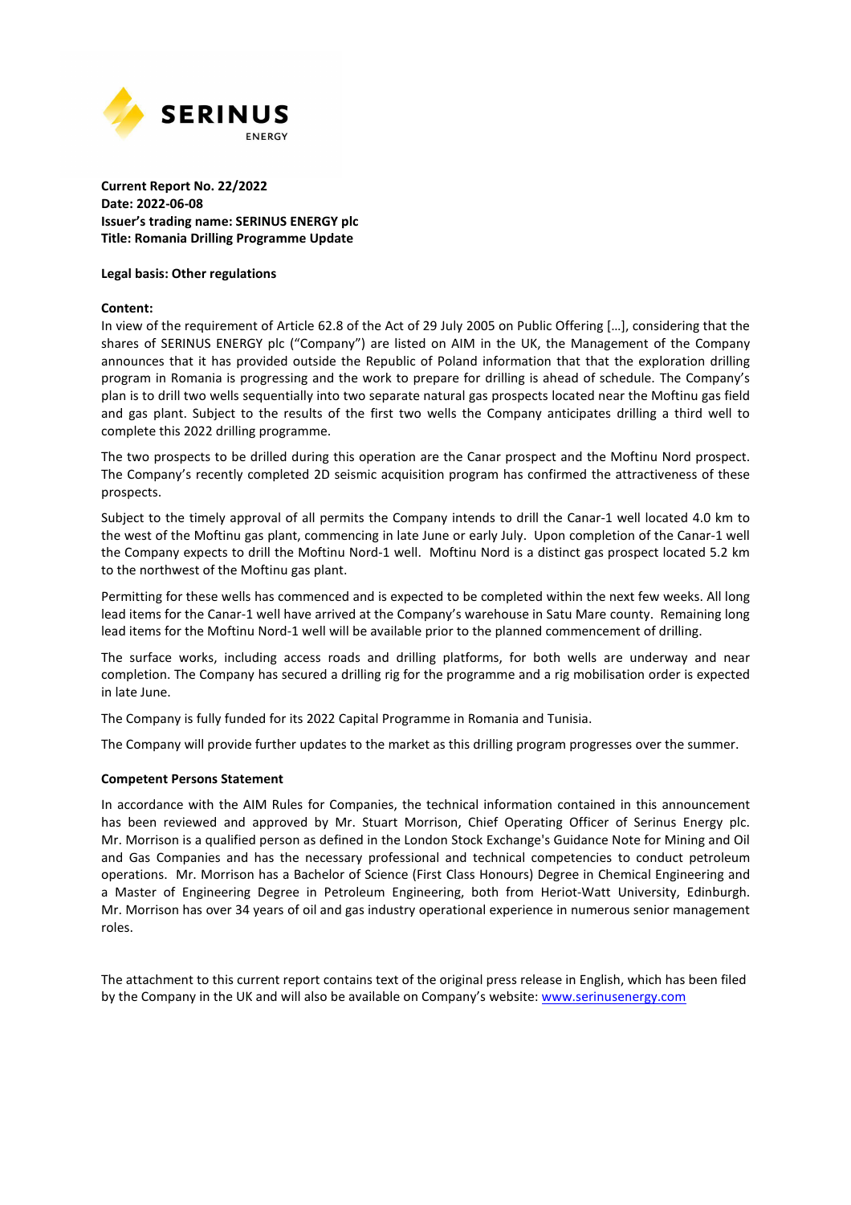SERINUS ENERGY

**Current Report No. 22/2022**
**Date: 2022-06-08**
**Issuer's trading name: SERINUS ENERGY plc**
**Title: Romania Drilling Programme Update**

**Legal basis: Other regulations**

**Content:**

In view of the requirement of Article 62.8 of the Act of 29 July 2005 on Public Offering […], considering that the shares of SERINUS ENERGY plc ("Company") are listed on AIM in the UK, the Management of the Company announces that it has provided outside the Republic of Poland information that that the exploration drilling program in Romania is progressing and the work to prepare for drilling is ahead of schedule. The Company's plan is to drill two wells sequentially into two separate natural gas prospects located near the Moftinu gas field and gas plant. Subject to the results of the first two wells the Company anticipates drilling a third well to complete this 2022 drilling programme.

The two prospects to be drilled during this operation are the Canar prospect and the Moftinu Nord prospect. The Company's recently completed 2D seismic acquisition program has confirmed the attractiveness of these prospects.

Subject to the timely approval of all permits the Company intends to drill the Canar-1 well located 4.0 km to the west of the Moftinu gas plant, commencing in late June or early July. Upon completion of the Canar-1 well the Company expects to drill the Moftinu Nord-1 well. Moftinu Nord is a distinct gas prospect located 5.2 km to the northwest of the Moftinu gas plant.

Permitting for these wells has commenced and is expected to be completed within the next few weeks. All long lead items for the Canar-1 well have arrived at the Company's warehouse in Satu Mare county. Remaining long lead items for the Moftinu Nord-1 well will be available prior to the planned commencement of drilling.

The surface works, including access roads and drilling platforms, for both wells are underway and near completion. The Company has secured a drilling rig for the programme and a rig mobilisation order is expected in late June.

The Company is fully funded for its 2022 Capital Programme in Romania and Tunisia.

The Company will provide further updates to the market as this drilling program progresses over the summer.

**Competent Persons Statement**

In accordance with the AIM Rules for Companies, the technical information contained in this announcement has been reviewed and approved by Mr. Stuart Morrison, Chief Operating Officer of Serinus Energy plc. Mr. Morrison is a qualified person as defined in the London Stock Exchange's Guidance Note for Mining and Oil and Gas Companies and has the necessary professional and technical competencies to conduct petroleum operations. Mr. Morrison has a Bachelor of Science (First Class Honours) Degree in Chemical Engineering and a Master of Engineering Degree in Petroleum Engineering, both from Heriot-Watt University, Edinburgh. Mr. Morrison has over 34 years of oil and gas industry operational experience in numerous senior management roles.

The attachment to this current report contains text of the original press release in English, which has been filed by the Company in the UK and will also be available on Company's website: www.serinusenergy.com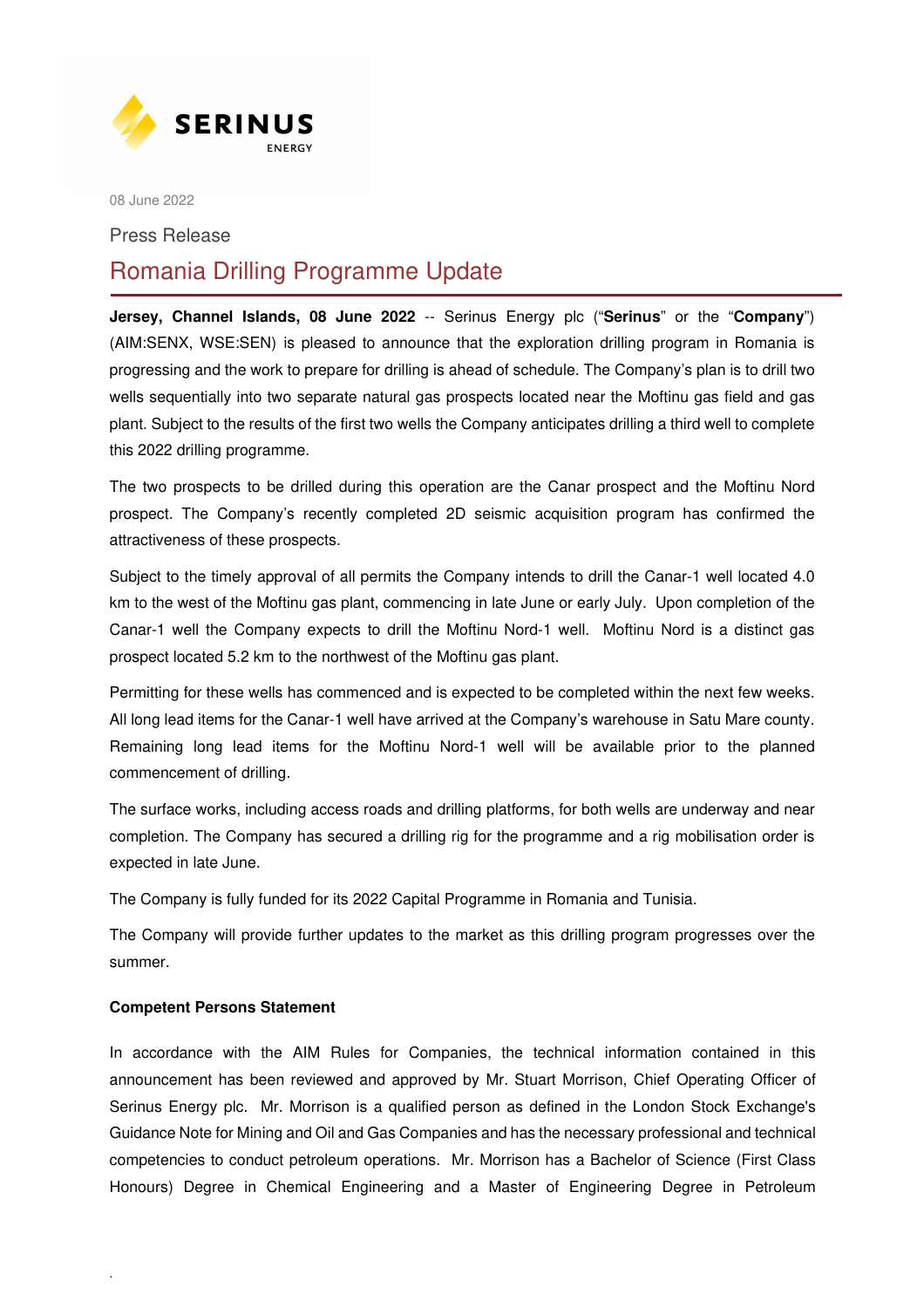SERINUS
ENERGY

08 June 2022

Press Release

# Romania Drilling Programme Update

**Jersey, Channel Islands, 08 June 2022** -- Serinus Energy plc ("**Serinus**" or the "**Company**") (AIM:SENX, WSE:SEN) is pleased to announce that the exploration drilling program in Romania is progressing and the work to prepare for drilling is ahead of schedule. The Company's plan is to drill two wells sequentially into two separate natural gas prospects located near the Moftinu gas field and gas plant. Subject to the results of the first two wells the Company anticipates drilling a third well to complete this 2022 drilling programme.

The two prospects to be drilled during this operation are the Canar prospect and the Moftinu Nord prospect. The Company's recently completed 2D seismic acquisition program has confirmed the attractiveness of these prospects.

Subject to the timely approval of all permits the Company intends to drill the Canar-1 well located 4.0 km to the west of the Moftinu gas plant, commencing in late June or early July. Upon completion of the Canar-1 well the Company expects to drill the Moftinu Nord-1 well. Moftinu Nord is a distinct gas prospect located 5.2 km to the northwest of the Moftinu gas plant.

Permitting for these wells has commenced and is expected to be completed within the next few weeks. All long lead items for the Canar-1 well have arrived at the Company's warehouse in Satu Mare county. Remaining long lead items for the Moftinu Nord-1 well will be available prior to the planned commencement of drilling.

The surface works, including access roads and drilling platforms, for both wells are underway and near completion. The Company has secured a drilling rig for the programme and a rig mobilisation order is expected in late June.

The Company is fully funded for its 2022 Capital Programme in Romania and Tunisia.

The Company will provide further updates to the market as this drilling program progresses over the summer.

**Competent Persons Statement**

In accordance with the AIM Rules for Companies, the technical information contained in this announcement has been reviewed and approved by Mr. Stuart Morrison, Chief Operating Officer of Serinus Energy plc. Mr. Morrison is a qualified person as defined in the London Stock Exchange's Guidance Note for Mining and Oil and Gas Companies and has the necessary professional and technical competencies to conduct petroleum operations. Mr. Morrison has a Bachelor of Science (First Class Honours) Degree in Chemical Engineering and a Master of Engineering Degree in Petroleum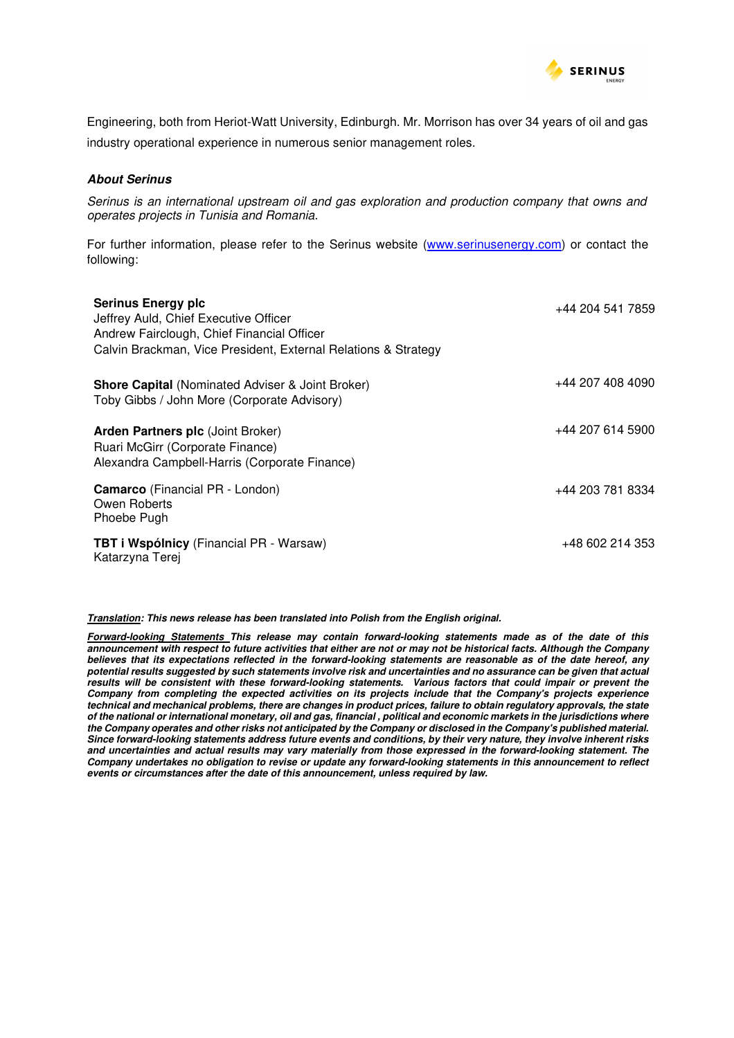Engineering, both from Heriot-Watt University, Edinburgh. Mr. Morrison has over 34 years of oil and gas industry operational experience in numerous senior management roles.

***About Serinus***

*Serinus is an international upstream oil and gas exploration and production company that owns and operates projects in Tunisia and Romania.*

For further information, please refer to the Serinus website (www.serinusenergy.com) or contact the following:

| | |
|---|---|
| **Serinus Energy plc**<br>Jeffrey Auld, Chief Executive Officer<br>Andrew Fairclough, Chief Financial Officer<br>Calvin Brackman, Vice President, External Relations & Strategy | +44 204 541 7859 |
| **Shore Capital** (Nominated Adviser & Joint Broker)<br>Toby Gibbs / John More (Corporate Advisory) | +44 207 408 4090 |
| **Arden Partners plc** (Joint Broker)<br>Ruari McGirr (Corporate Finance)<br>Alexandra Campbell-Harris (Corporate Finance) | +44 207 614 5900 |
| **Camarco** (Financial PR - London)<br>Owen Roberts<br>Phoebe Pugh | +44 203 781 8334 |
| **TBT i Wspólnicy** (Financial PR - Warsaw)<br>Katarzyna Terej | +48 602 214 353 |

***Translation**: This news release has been translated into Polish from the English original.*

***Forward-looking Statements** This release may contain forward-looking statements made as of the date of this announcement with respect to future activities that either are not or may not be historical facts. Although the Company believes that its expectations reflected in the forward-looking statements are reasonable as of the date hereof, any potential results suggested by such statements involve risk and uncertainties and no assurance can be given that actual results will be consistent with these forward-looking statements. Various factors that could impair or prevent the Company from completing the expected activities on its projects include that the Company's projects experience technical and mechanical problems, there are changes in product prices, failure to obtain regulatory approvals, the state of the national or international monetary, oil and gas, financial , political and economic markets in the jurisdictions where the Company operates and other risks not anticipated by the Company or disclosed in the Company's published material. Since forward-looking statements address future events and conditions, by their very nature, they involve inherent risks and uncertainties and actual results may vary materially from those expressed in the forward-looking statement. The Company undertakes no obligation to revise or update any forward-looking statements in this announcement to reflect events or circumstances after the date of this announcement, unless required by law.*